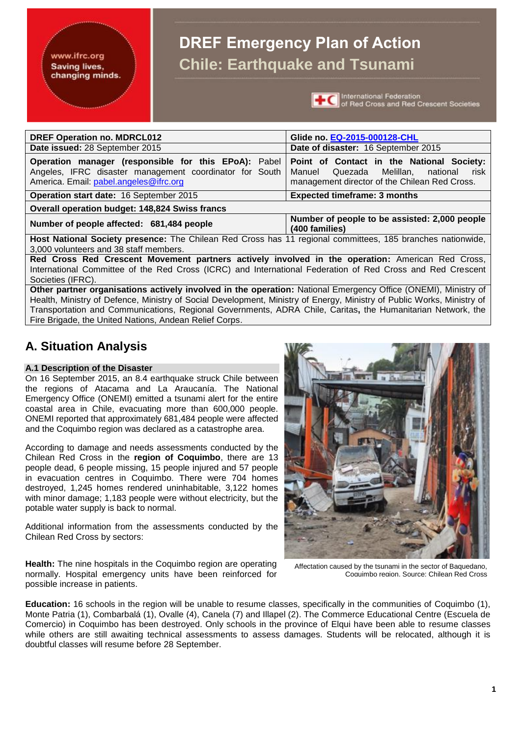# DREF Emergency Plan of Action

## Chile: Earthquake and Tsunami

| DREF Operation no. MDRCL012 | Glide no. [EQ-2015-000128-CHL](EQ-2015-000128-CHL) |
|---|---|
| **Date issued:** 28 September 2015 | **Date of disaster:** 16 September 2015 |
| **Operation manager (responsible for this EPoA):** Pabel Angeles, IFRC disaster management coordinator for South America. Email: pabel.angeles@ifrc.org | **Point of Contact in the National Society:** Manuel Quezada Melillan, national risk management director of the Chilean Red Cross. |
| **Operation start date:** 16 September 2015 | **Expected timeframe: 3 months** |
| **Overall operation budget: 148,824 Swiss francs** | |
| **Number of people affected: 681,484 people** | **Number of people to be assisted: 2,000 people (400 families)** |
| **Host National Society presence:** The Chilean Red Cross has 11 regional committees, 185 branches nationwide, 3,000 volunteers and 38 staff members. | |
| **Red Cross Red Crescent Movement partners actively involved in the operation:** American Red Cross, International Committee of the Red Cross (ICRC) and International Federation of Red Cross and Red Crescent Societies (IFRC). | |
| **Other partner organisations actively involved in the operation:** National Emergency Office (ONEMI), Ministry of Health, Ministry of Defence, Ministry of Social Development, Ministry of Energy, Ministry of Public Works, Ministry of Transportation and Communications, Regional Governments, ADRA Chile, Caritas**,** the Humanitarian Network, the Fire Brigade, the United Nations, Andean Relief Corps. | |

## A. Situation Analysis

### A.1 Description of the Disaster

On 16 September 2015, an 8.4 earthquake struck Chile between the regions of Atacama and La Araucanía. The National Emergency Office (ONEMI) emitted a tsunami alert for the entire coastal area in Chile, evacuating more than 600,000 people. ONEMI reported that approximately 681,484 people were affected and the Coquimbo region was declared as a catastrophe area.

According to damage and needs assessments conducted by the Chilean Red Cross in the **region of Coquimbo**, there are 13 people dead, 6 people missing, 15 people injured and 57 people in evacuation centres in Coquimbo. There were 704 homes destroyed, 1,245 homes rendered uninhabitable, 3,122 homes with minor damage; 1,183 people were without electricity, but the potable water supply is back to normal.

Additional information from the assessments conducted by the Chilean Red Cross by sectors:

Affectation caused by the tsunami in the sector of Baquedano, Coquimbo region. Source: Chilean Red Cross

**Health:** The nine hospitals in the Coquimbo region are operating normally. Hospital emergency units have been reinforced for possible increase in patients.

**Education:** 16 schools in the region will be unable to resume classes, specifically in the communities of Coquimbo (1), Monte Patria (1), Combarbalá (1), Ovalle (4), Canela (7) and Illapel (2). The Commerce Educational Centre (Escuela de Comercio) in Coquimbo has been destroyed. Only schools in the province of Elqui have been able to resume classes while others are still awaiting technical assessments to assess damages. Students will be relocated, although it is doubtful classes will resume before 28 September.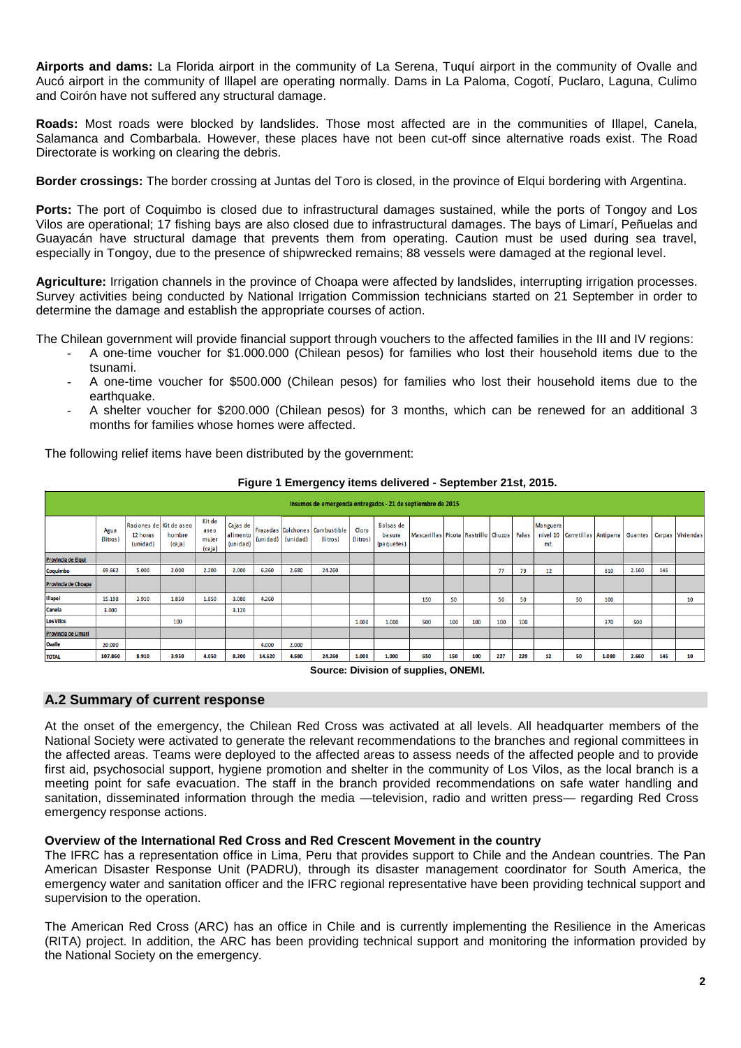**Airports and dams:** La Florida airport in the community of La Serena, Tuquí airport in the community of Ovalle and Aucó airport in the community of Illapel are operating normally. Dams in La Paloma, Cogotí, Puclaro, Laguna, Culimo and Coirón have not suffered any structural damage.

**Roads:** Most roads were blocked by landslides. Those most affected are in the communities of Illapel, Canela, Salamanca and Combarbala. However, these places have not been cut-off since alternative roads exist. The Road Directorate is working on clearing the debris.

**Border crossings:** The border crossing at Juntas del Toro is closed, in the province of Elqui bordering with Argentina.

**Ports:** The port of Coquimbo is closed due to infrastructural damages sustained, while the ports of Tongoy and Los Vilos are operational; 17 fishing bays are also closed due to infrastructural damages. The bays of Limarí, Peñuelas and Guayacán have structural damage that prevents them from operating. Caution must be used during sea travel, especially in Tongoy, due to the presence of shipwrecked remains; 88 vessels were damaged at the regional level.

**Agriculture:** Irrigation channels in the province of Choapa were affected by landslides, interrupting irrigation processes. Survey activities being conducted by National Irrigation Commission technicians started on 21 September in order to determine the damage and establish the appropriate courses of action.

The Chilean government will provide financial support through vouchers to the affected families in the III and IV regions:

- A one-time voucher for $1.000.000 (Chilean pesos) for families who lost their household items due to the tsunami.
- A one-time voucher for $500.000 (Chilean pesos) for families who lost their household items due to the earthquake.
- A shelter voucher for $200.000 (Chilean pesos) for 3 months, which can be renewed for an additional 3 months for families whose homes were affected.

The following relief items have been distributed by the government:

**Figure 1 Emergency items delivered - September 21st, 2015.**

| Insumos de emergencia entregados - 21 de septiembre de 2015 | | | | | | | | | | | | | | | | | | | | | |
|---|---|---|---|---|---|---|---|---|---|---|---|---|---|---|---|---|---|---|---|---|---|
| | Agua (litros) | Raciones de 12 horas (unidad) | Kit de aseo hombre (caja) | Kit de aseo mujer (caja) | Cajas de alimento (unidad) | Frazadas (unidad) | Colchones (unidad) | Combustible (litros) | Cloro (litros) | Bolsas de basura (paquetes) | Mascarillas | Picota | Rastrillo | Chuzos | Palas | Manguera nivel 10 mt. | Carretillas | Antiparra | Guantes | Carpas | Viviendas |
| Provincia de Elqui | | | | | | | | | | | | | | | | | | | | | |
| Coquimbo | 69.662 | 5.000 | 2.000 | 2.200 | 2.000 | 6.360 | 2.680 | 24.260 | | | | | | 77 | 79 | 12 | | 610 | 2.160 | 146 | |
| Provincia de Choapa | | | | | | | | | | | | | | | | | | | | | |
| Illapel | 15.198 | 3.910 | 1.850 | 1.850 | 3.080 | 4.260 | | | | | 150 | 50 | | 50 | 50 | | 50 | 100 | | | 10 |
| Canela | 3.000 | | | | 3.120 | | | | | | | | | | | | | | | | |
| Los Vilos | | | 100 | | | | | | 1.000 | 1.000 | 500 | 100 | 100 | 100 | 100 | | | 370 | 500 | | |
| Provincia de Limarí | | | | | | | | | | | | | | | | | | | | | |
| Ovalle | 20.000 | | | | | 4.000 | 2.000 | | | | | | | | | | | | | | |
| TOTAL | 107.860 | 8.910 | 3.950 | 4.050 | 8.200 | 14.620 | 4.680 | 24.260 | 1.000 | 1.000 | 650 | 150 | 100 | 227 | 229 | 12 | 50 | 1.080 | 2.660 | 146 | 10 |

**Source: Division of supplies, ONEMI.**

## A.2 Summary of current response

At the onset of the emergency, the Chilean Red Cross was activated at all levels. All headquarter members of the National Society were activated to generate the relevant recommendations to the branches and regional committees in the affected areas. Teams were deployed to the affected areas to assess needs of the affected people and to provide first aid, psychosocial support, hygiene promotion and shelter in the community of Los Vilos, as the local branch is a meeting point for safe evacuation. The staff in the branch provided recommendations on safe water handling and sanitation, disseminated information through the media —television, radio and written press— regarding Red Cross emergency response actions.

### Overview of the International Red Cross and Red Crescent Movement in the country

The IFRC has a representation office in Lima, Peru that provides support to Chile and the Andean countries. The Pan American Disaster Response Unit (PADRU), through its disaster management coordinator for South America, the emergency water and sanitation officer and the IFRC regional representative have been providing technical support and supervision to the operation.

The American Red Cross (ARC) has an office in Chile and is currently implementing the Resilience in the Americas (RITA) project. In addition, the ARC has been providing technical support and monitoring the information provided by the National Society on the emergency.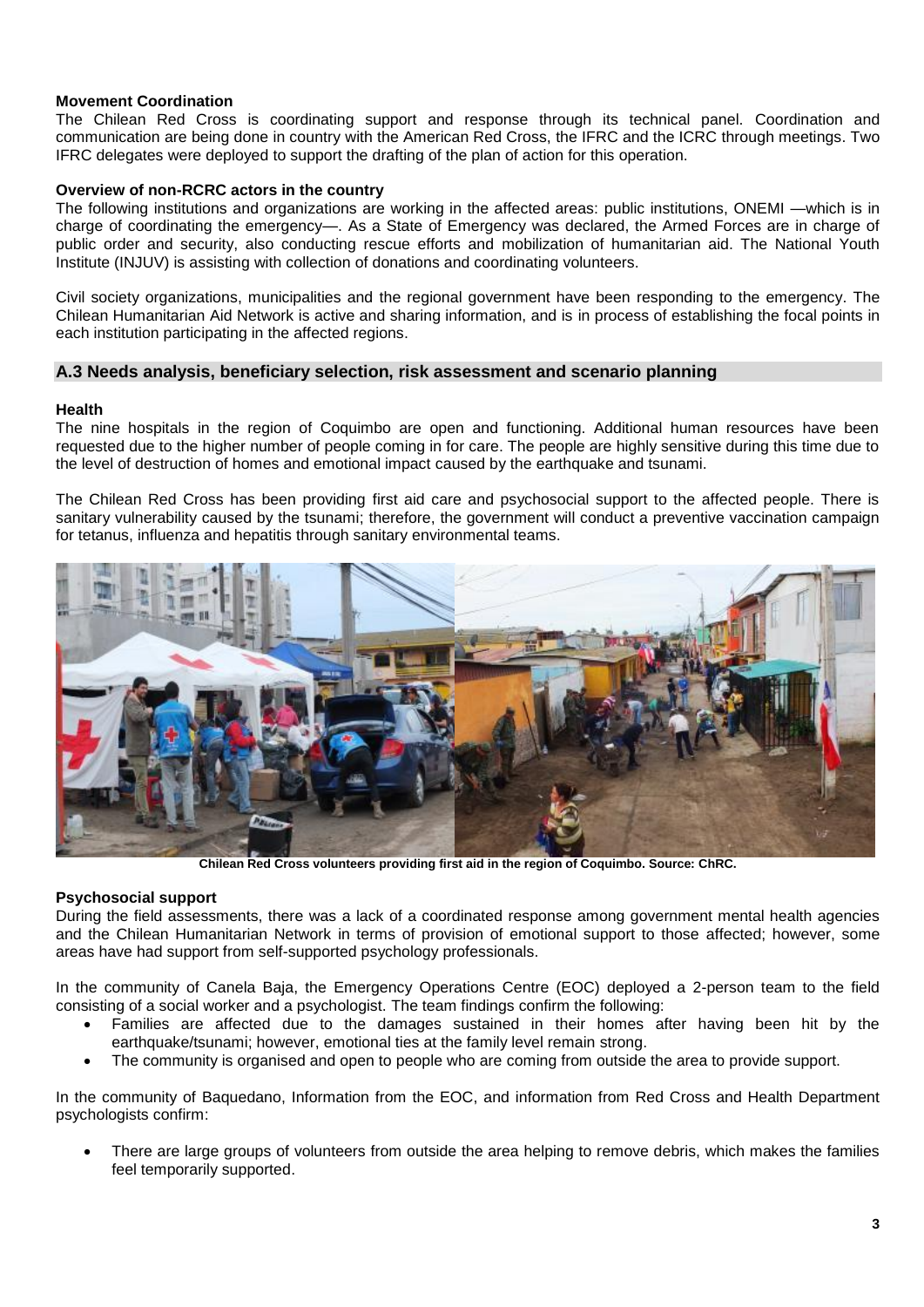**Movement Coordination**

The Chilean Red Cross is coordinating support and response through its technical panel. Coordination and communication are being done in country with the American Red Cross, the IFRC and the ICRC through meetings. Two IFRC delegates were deployed to support the drafting of the plan of action for this operation.

**Overview of non-RCRC actors in the country**

The following institutions and organizations are working in the affected areas: public institutions, ONEMI —which is in charge of coordinating the emergency—. As a State of Emergency was declared, the Armed Forces are in charge of public order and security, also conducting rescue efforts and mobilization of humanitarian aid. The National Youth Institute (INJUV) is assisting with collection of donations and coordinating volunteers.

Civil society organizations, municipalities and the regional government have been responding to the emergency. The Chilean Humanitarian Aid Network is active and sharing information, and is in process of establishing the focal points in each institution participating in the affected regions.

## A.3 Needs analysis, beneficiary selection, risk assessment and scenario planning

**Health**

The nine hospitals in the region of Coquimbo are open and functioning. Additional human resources have been requested due to the higher number of people coming in for care. The people are highly sensitive during this time due to the level of destruction of homes and emotional impact caused by the earthquake and tsunami.

The Chilean Red Cross has been providing first aid care and psychosocial support to the affected people. There is sanitary vulnerability caused by the tsunami; therefore, the government will conduct a preventive vaccination campaign for tetanus, influenza and hepatitis through sanitary environmental teams.

**Chilean Red Cross volunteers providing first aid in the region of Coquimbo. Source: ChRC.**

**Psychosocial support**

During the field assessments, there was a lack of a coordinated response among government mental health agencies and the Chilean Humanitarian Network in terms of provision of emotional support to those affected; however, some areas have had support from self-supported psychology professionals.

In the community of Canela Baja, the Emergency Operations Centre (EOC) deployed a 2-person team to the field consisting of a social worker and a psychologist. The team findings confirm the following:

- Families are affected due to the damages sustained in their homes after having been hit by the earthquake/tsunami; however, emotional ties at the family level remain strong.
- The community is organised and open to people who are coming from outside the area to provide support.

In the community of Baquedano, Information from the EOC, and information from Red Cross and Health Department psychologists confirm:

- There are large groups of volunteers from outside the area helping to remove debris, which makes the families feel temporarily supported.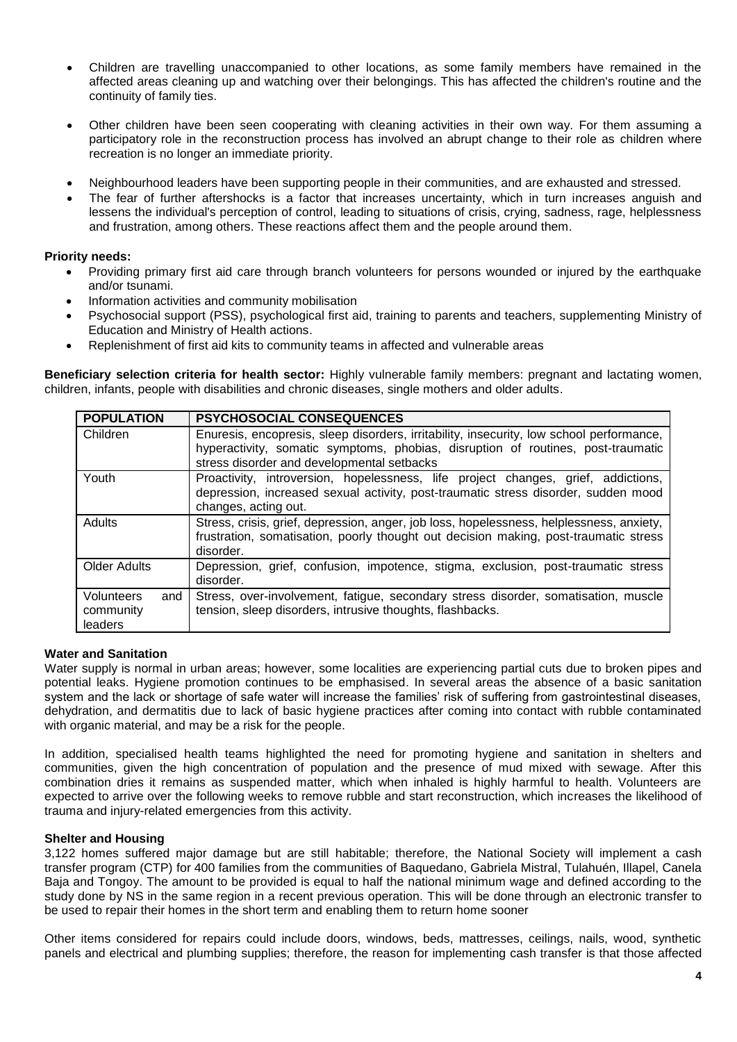- Children are travelling unaccompanied to other locations, as some family members have remained in the affected areas cleaning up and watching over their belongings. This has affected the children's routine and the continuity of family ties.

- Other children have been seen cooperating with cleaning activities in their own way. For them assuming a participatory role in the reconstruction process has involved an abrupt change to their role as children where recreation is no longer an immediate priority.

- Neighbourhood leaders have been supporting people in their communities, and are exhausted and stressed.
- The fear of further aftershocks is a factor that increases uncertainty, which in turn increases anguish and lessens the individual's perception of control, leading to situations of crisis, crying, sadness, rage, helplessness and frustration, among others. These reactions affect them and the people around them.

**Priority needs:**

- Providing primary first aid care through branch volunteers for persons wounded or injured by the earthquake and/or tsunami.
- Information activities and community mobilisation
- Psychosocial support (PSS), psychological first aid, training to parents and teachers, supplementing Ministry of Education and Ministry of Health actions.
- Replenishment of first aid kits to community teams in affected and vulnerable areas

**Beneficiary selection criteria for health sector:** Highly vulnerable family members: pregnant and lactating women, children, infants, people with disabilities and chronic diseases, single mothers and older adults.

| POPULATION | PSYCHOSOCIAL CONSEQUENCES |
|---|---|
| Children | Enuresis, encopresis, sleep disorders, irritability, insecurity, low school performance, hyperactivity, somatic symptoms, phobias, disruption of routines, post-traumatic stress disorder and developmental setbacks |
| Youth | Proactivity, introversion, hopelessness, life project changes, grief, addictions, depression, increased sexual activity, post-traumatic stress disorder, sudden mood changes, acting out. |
| Adults | Stress, crisis, grief, depression, anger, job loss, hopelessness, helplessness, anxiety, frustration, somatisation, poorly thought out decision making, post-traumatic stress disorder. |
| Older Adults | Depression, grief, confusion, impotence, stigma, exclusion, post-traumatic stress disorder. |
| Volunteers and community leaders | Stress, over-involvement, fatigue, secondary stress disorder, somatisation, muscle tension, sleep disorders, intrusive thoughts, flashbacks. |

**Water and Sanitation**

Water supply is normal in urban areas; however, some localities are experiencing partial cuts due to broken pipes and potential leaks. Hygiene promotion continues to be emphasised. In several areas the absence of a basic sanitation system and the lack or shortage of safe water will increase the families' risk of suffering from gastrointestinal diseases, dehydration, and dermatitis due to lack of basic hygiene practices after coming into contact with rubble contaminated with organic material, and may be a risk for the people.

In addition, specialised health teams highlighted the need for promoting hygiene and sanitation in shelters and communities, given the high concentration of population and the presence of mud mixed with sewage. After this combination dries it remains as suspended matter, which when inhaled is highly harmful to health. Volunteers are expected to arrive over the following weeks to remove rubble and start reconstruction, which increases the likelihood of trauma and injury-related emergencies from this activity.

**Shelter and Housing**

3,122 homes suffered major damage but are still habitable; therefore, the National Society will implement a cash transfer program (CTP) for 400 families from the communities of Baquedano, Gabriela Mistral, Tulahuén, Illapel, Canela Baja and Tongoy. The amount to be provided is equal to half the national minimum wage and defined according to the study done by NS in the same region in a recent previous operation. This will be done through an electronic transfer to be used to repair their homes in the short term and enabling them to return home sooner

Other items considered for repairs could include doors, windows, beds, mattresses, ceilings, nails, wood, synthetic panels and electrical and plumbing supplies; therefore, the reason for implementing cash transfer is that those affected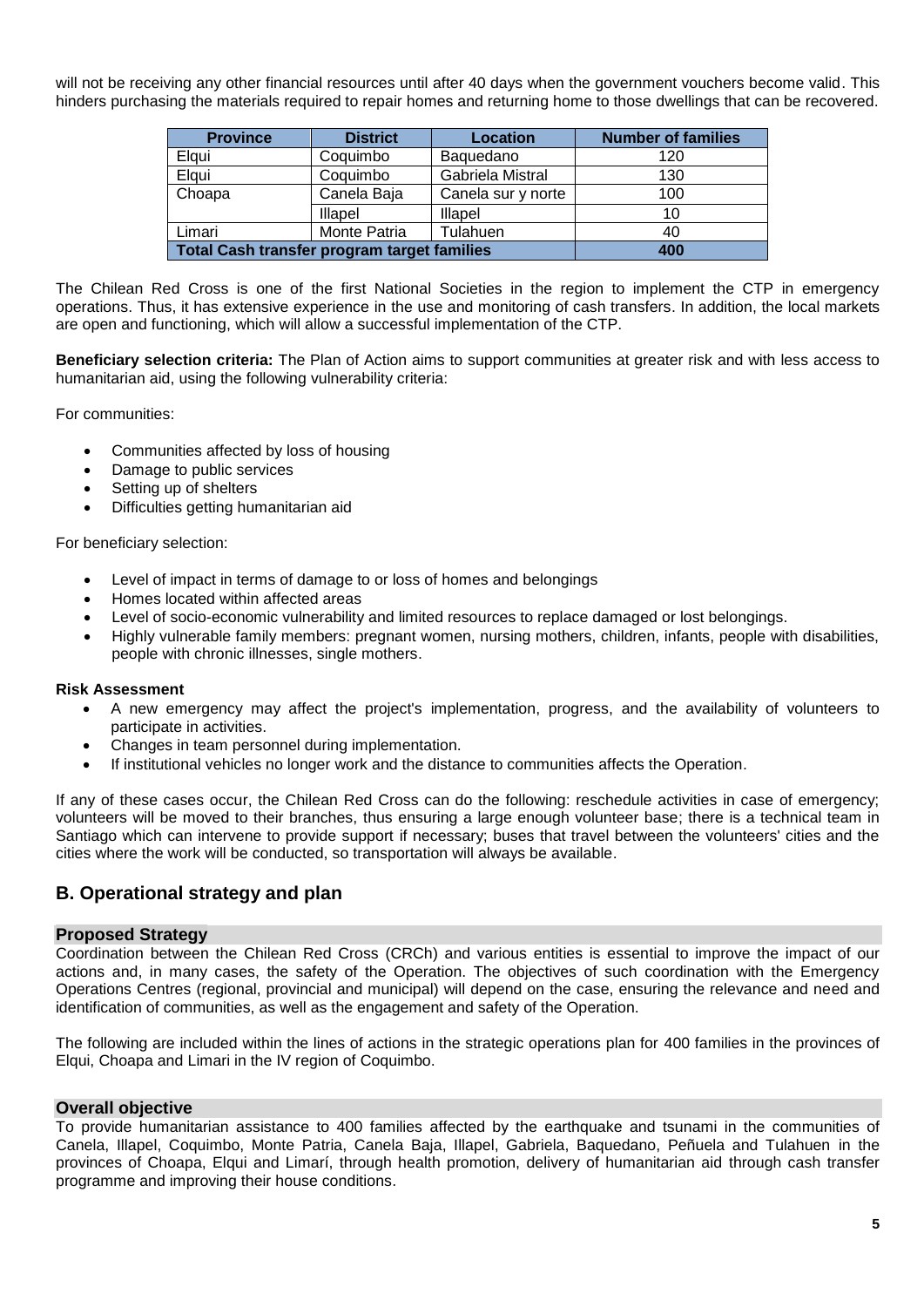will not be receiving any other financial resources until after 40 days when the government vouchers become valid. This hinders purchasing the materials required to repair homes and returning home to those dwellings that can be recovered.

| Province | District | Location | Number of families |
|---|---|---|---|
| Elqui | Coquimbo | Baquedano | 120 |
| Elqui | Coquimbo | Gabriela Mistral | 130 |
| Choapa | Canela Baja | Canela sur y norte | 100 |
| | Illapel | Illapel | 10 |
| Limari | Monte Patria | Tulahuen | 40 |
| **Total Cash transfer program target families** | | | **400** |

The Chilean Red Cross is one of the first National Societies in the region to implement the CTP in emergency operations. Thus, it has extensive experience in the use and monitoring of cash transfers. In addition, the local markets are open and functioning, which will allow a successful implementation of the CTP.

**Beneficiary selection criteria:** The Plan of Action aims to support communities at greater risk and with less access to humanitarian aid, using the following vulnerability criteria:

For communities:

- Communities affected by loss of housing
- Damage to public services
- Setting up of shelters
- Difficulties getting humanitarian aid

For beneficiary selection:

- Level of impact in terms of damage to or loss of homes and belongings
- Homes located within affected areas
- Level of socio-economic vulnerability and limited resources to replace damaged or lost belongings.
- Highly vulnerable family members: pregnant women, nursing mothers, children, infants, people with disabilities, people with chronic illnesses, single mothers.

**Risk Assessment**

- A new emergency may affect the project's implementation, progress, and the availability of volunteers to participate in activities.
- Changes in team personnel during implementation.
- If institutional vehicles no longer work and the distance to communities affects the Operation.

If any of these cases occur, the Chilean Red Cross can do the following: reschedule activities in case of emergency; volunteers will be moved to their branches, thus ensuring a large enough volunteer base; there is a technical team in Santiago which can intervene to provide support if necessary; buses that travel between the volunteers' cities and the cities where the work will be conducted, so transportation will always be available.

## B. Operational strategy and plan

### Proposed Strategy

Coordination between the Chilean Red Cross (CRCh) and various entities is essential to improve the impact of our actions and, in many cases, the safety of the Operation. The objectives of such coordination with the Emergency Operations Centres (regional, provincial and municipal) will depend on the case, ensuring the relevance and need and identification of communities, as well as the engagement and safety of the Operation.

The following are included within the lines of actions in the strategic operations plan for 400 families in the provinces of Elqui, Choapa and Limari in the IV region of Coquimbo.

### Overall objective

To provide humanitarian assistance to 400 families affected by the earthquake and tsunami in the communities of Canela, Illapel, Coquimbo, Monte Patria, Canela Baja, Illapel, Gabriela, Baquedano, Peñuela and Tulahuen in the provinces of Choapa, Elqui and Limarí, through health promotion, delivery of humanitarian aid through cash transfer programme and improving their house conditions.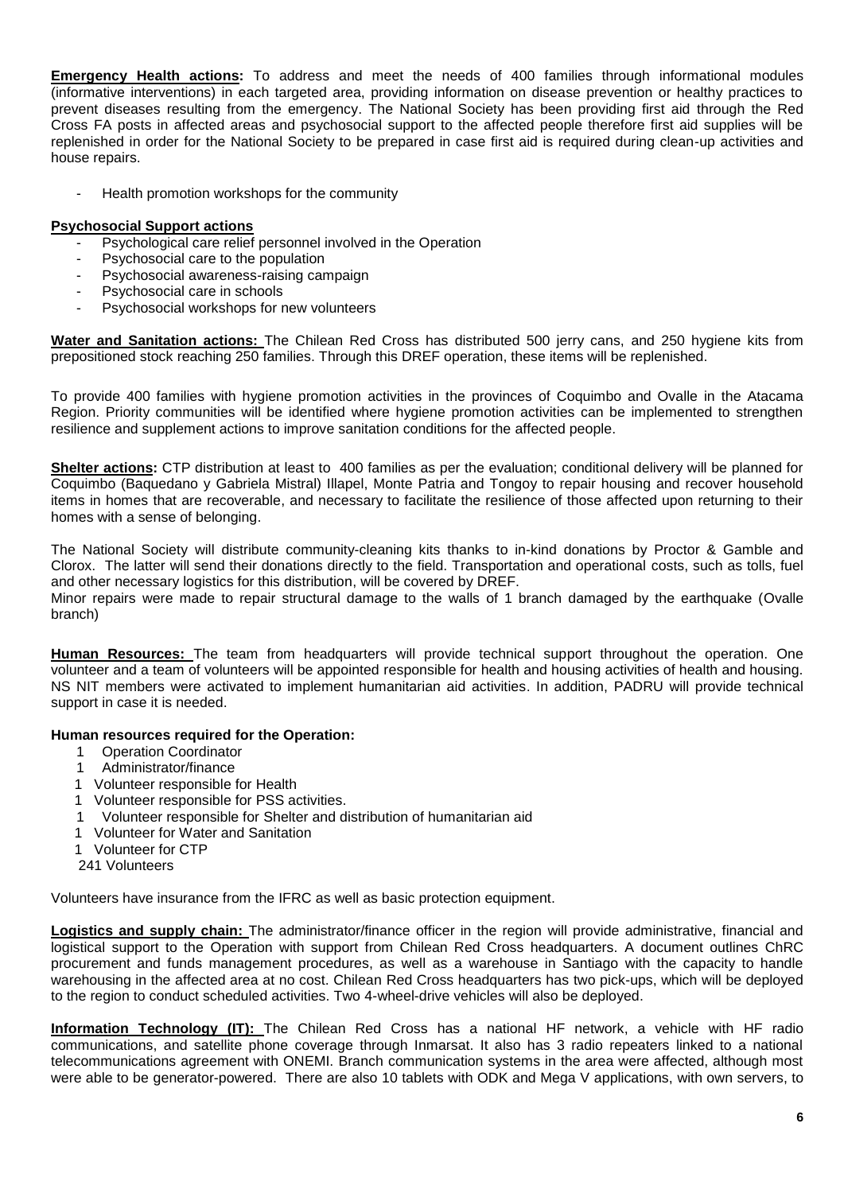**Emergency Health actions:** To address and meet the needs of 400 families through informational modules (informative interventions) in each targeted area, providing information on disease prevention or healthy practices to prevent diseases resulting from the emergency. The National Society has been providing first aid through the Red Cross FA posts in affected areas and psychosocial support to the affected people therefore first aid supplies will be replenished in order for the National Society to be prepared in case first aid is required during clean-up activities and house repairs.

- Health promotion workshops for the community

**Psychosocial Support actions**

- Psychological care relief personnel involved in the Operation
- Psychosocial care to the population
- Psychosocial awareness-raising campaign
- Psychosocial care in schools
- Psychosocial workshops for new volunteers

**Water and Sanitation actions:** The Chilean Red Cross has distributed 500 jerry cans, and 250 hygiene kits from prepositioned stock reaching 250 families. Through this DREF operation, these items will be replenished.

To provide 400 families with hygiene promotion activities in the provinces of Coquimbo and Ovalle in the Atacama Region. Priority communities will be identified where hygiene promotion activities can be implemented to strengthen resilience and supplement actions to improve sanitation conditions for the affected people.

**Shelter actions:** CTP distribution at least to 400 families as per the evaluation; conditional delivery will be planned for Coquimbo (Baquedano y Gabriela Mistral) Illapel, Monte Patria and Tongoy to repair housing and recover household items in homes that are recoverable, and necessary to facilitate the resilience of those affected upon returning to their homes with a sense of belonging.

The National Society will distribute community-cleaning kits thanks to in-kind donations by Proctor & Gamble and Clorox. The latter will send their donations directly to the field. Transportation and operational costs, such as tolls, fuel and other necessary logistics for this distribution, will be covered by DREF.
Minor repairs were made to repair structural damage to the walls of 1 branch damaged by the earthquake (Ovalle branch)

**Human Resources:** The team from headquarters will provide technical support throughout the operation. One volunteer and a team of volunteers will be appointed responsible for health and housing activities of health and housing. NS NIT members were activated to implement humanitarian aid activities. In addition, PADRU will provide technical support in case it is needed.

**Human resources required for the Operation:**

- 1 Operation Coordinator
- 1 Administrator/finance
- 1 Volunteer responsible for Health
- 1 Volunteer responsible for PSS activities.
- 1 Volunteer responsible for Shelter and distribution of humanitarian aid
- 1 Volunteer for Water and Sanitation
- 1 Volunteer for CTP
- 241 Volunteers

Volunteers have insurance from the IFRC as well as basic protection equipment.

**Logistics and supply chain:** The administrator/finance officer in the region will provide administrative, financial and logistical support to the Operation with support from Chilean Red Cross headquarters. A document outlines ChRC procurement and funds management procedures, as well as a warehouse in Santiago with the capacity to handle warehousing in the affected area at no cost. Chilean Red Cross headquarters has two pick-ups, which will be deployed to the region to conduct scheduled activities. Two 4-wheel-drive vehicles will also be deployed.

**Information Technology (IT):** The Chilean Red Cross has a national HF network, a vehicle with HF radio communications, and satellite phone coverage through Inmarsat. It also has 3 radio repeaters linked to a national telecommunications agreement with ONEMI. Branch communication systems in the area were affected, although most were able to be generator-powered. There are also 10 tablets with ODK and Mega V applications, with own servers, to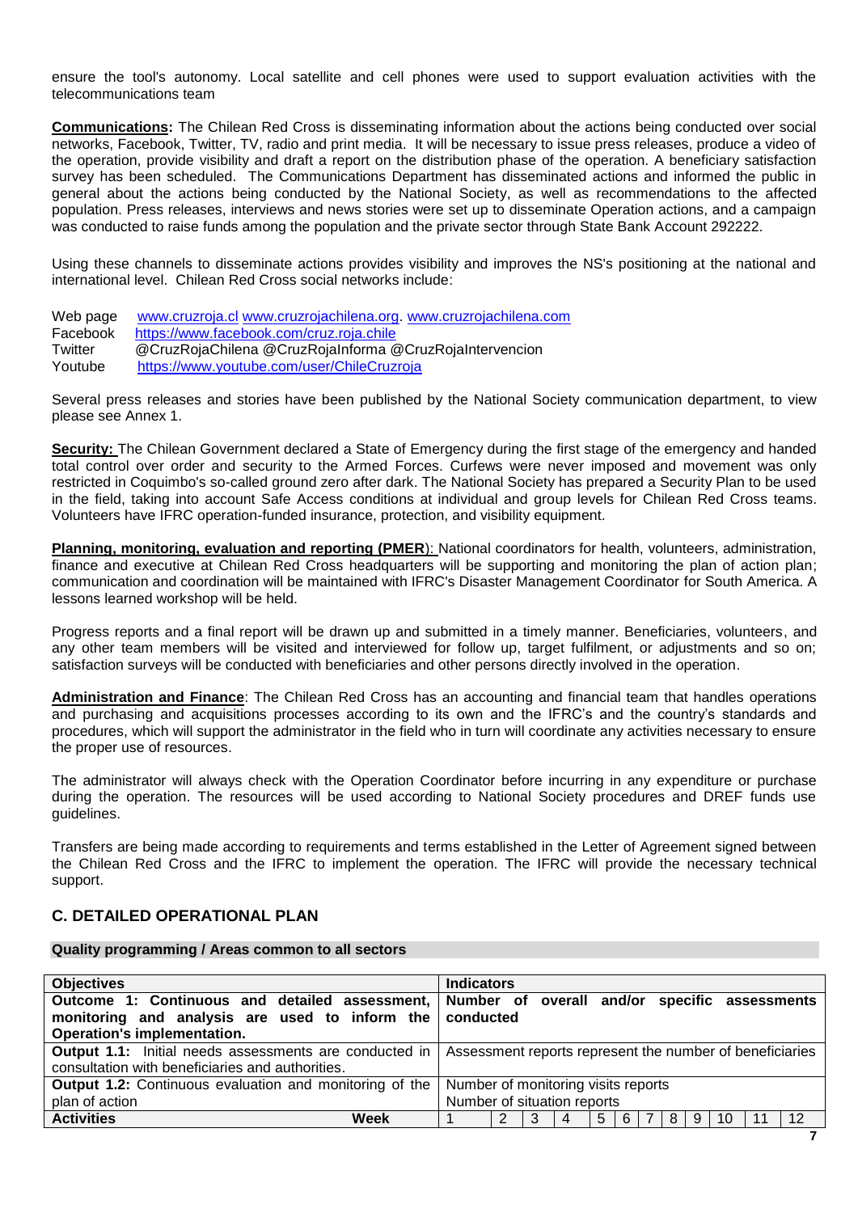ensure the tool's autonomy. Local satellite and cell phones were used to support evaluation activities with the telecommunications team

**Communications:** The Chilean Red Cross is disseminating information about the actions being conducted over social networks, Facebook, Twitter, TV, radio and print media. It will be necessary to issue press releases, produce a video of the operation, provide visibility and draft a report on the distribution phase of the operation. A beneficiary satisfaction survey has been scheduled. The Communications Department has disseminated actions and informed the public in general about the actions being conducted by the National Society, as well as recommendations to the affected population. Press releases, interviews and news stories were set up to disseminate Operation actions, and a campaign was conducted to raise funds among the population and the private sector through State Bank Account 292222.

Using these channels to disseminate actions provides visibility and improves the NS's positioning at the national and international level. Chilean Red Cross social networks include:

Web page www.cruzroja.cl www.cruzrojachilena.org. www.cruzrojachilena.com
Facebook https://www.facebook.com/cruz.roja.chile
Twitter @CruzRojaChilena @CruzRojaInforma @CruzRojaIntervencion
Youtube https://www.youtube.com/user/ChileCruzroja

Several press releases and stories have been published by the National Society communication department, to view please see Annex 1.

**Security:** The Chilean Government declared a State of Emergency during the first stage of the emergency and handed total control over order and security to the Armed Forces. Curfews were never imposed and movement was only restricted in Coquimbo's so-called ground zero after dark. The National Society has prepared a Security Plan to be used in the field, taking into account Safe Access conditions at individual and group levels for Chilean Red Cross teams. Volunteers have IFRC operation-funded insurance, protection, and visibility equipment.

**Planning, monitoring, evaluation and reporting (PMER):** National coordinators for health, volunteers, administration, finance and executive at Chilean Red Cross headquarters will be supporting and monitoring the plan of action plan; communication and coordination will be maintained with IFRC's Disaster Management Coordinator for South America. A lessons learned workshop will be held.

Progress reports and a final report will be drawn up and submitted in a timely manner. Beneficiaries, volunteers, and any other team members will be visited and interviewed for follow up, target fulfilment, or adjustments and so on; satisfaction surveys will be conducted with beneficiaries and other persons directly involved in the operation.

**Administration and Finance**: The Chilean Red Cross has an accounting and financial team that handles operations and purchasing and acquisitions processes according to its own and the IFRC's and the country's standards and procedures, which will support the administrator in the field who in turn will coordinate any activities necessary to ensure the proper use of resources.

The administrator will always check with the Operation Coordinator before incurring in any expenditure or purchase during the operation. The resources will be used according to National Society procedures and DREF funds use guidelines.

Transfers are being made according to requirements and terms established in the Letter of Agreement signed between the Chilean Red Cross and the IFRC to implement the operation. The IFRC will provide the necessary technical support.

## C. DETAILED OPERATIONAL PLAN

### Quality programming / Areas common to all sectors

| Objectives | | Indicators | | | | | | | | | | | |
|---|---|---|---|---|---|---|---|---|---|---|---|---|---|
| **Outcome 1: Continuous and detailed assessment, monitoring and analysis are used to inform the Operation's implementation.** | | **Number of overall and/or specific assessments conducted** | | | | | | | | | | | |
| **Output 1.1:** Initial needs assessments are conducted in consultation with beneficiaries and authorities. | | Assessment reports represent the number of beneficiaries | | | | | | | | | | | |
| **Output 1.2:** Continuous evaluation and monitoring of the plan of action | | Number of monitoring visits reports<br>Number of situation reports | | | | | | | | | | | |
| **Activities** | **Week** | 1 | 2 | 3 | 4 | 5 | 6 | 7 | 8 | 9 | 10 | 11 | 12 |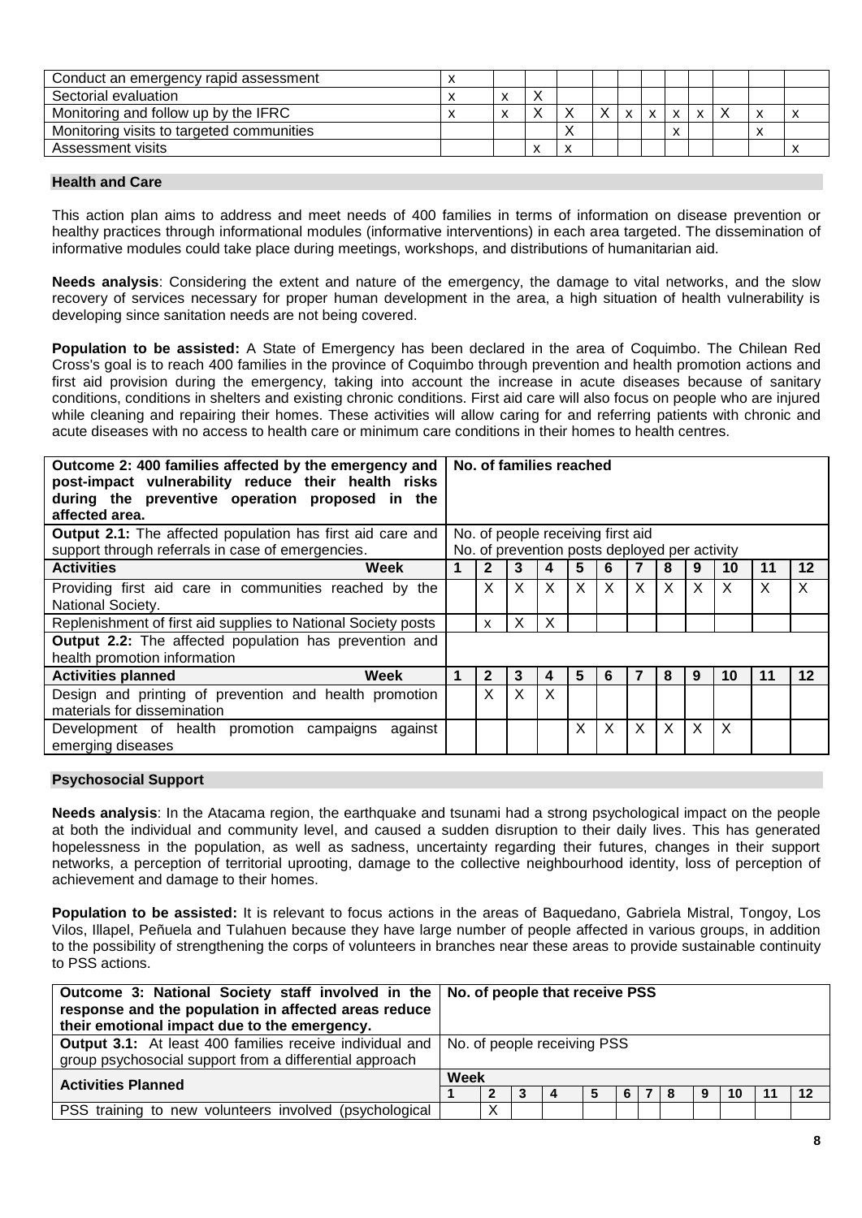| Conduct an emergency rapid assessment | x | | | | | | | | | | | |
|---|---|---|---|---|---|---|---|---|---|---|---|---|
| Sectorial evaluation | x | x | X | | | | | | | | | |
| Monitoring and follow up by the IFRC | x | x | X | X | X | x | x | x | x | X | x | x |
| Monitoring visits to targeted communities | | | | X | | | | x | | | x | |
| Assessment visits | | | x | x | | | | | | | | x |

## Health and Care

This action plan aims to address and meet needs of 400 families in terms of information on disease prevention or healthy practices through informational modules (informative interventions) in each area targeted. The dissemination of informative modules could take place during meetings, workshops, and distributions of humanitarian aid.

**Needs analysis**: Considering the extent and nature of the emergency, the damage to vital networks, and the slow recovery of services necessary for proper human development in the area, a high situation of health vulnerability is developing since sanitation needs are not being covered.

**Population to be assisted:** A State of Emergency has been declared in the area of Coquimbo. The Chilean Red Cross's goal is to reach 400 families in the province of Coquimbo through prevention and health promotion actions and first aid provision during the emergency, taking into account the increase in acute diseases because of sanitary conditions, conditions in shelters and existing chronic conditions. First aid care will also focus on people who are injured while cleaning and repairing their homes. These activities will allow caring for and referring patients with chronic and acute diseases with no access to health care or minimum care conditions in their homes to health centres.

| **Outcome 2: 400 families affected by the emergency and post-impact vulnerability reduce their health risks during the preventive operation proposed in the affected area.** | **No. of families reached** | | | | | | | | | | | |
|---|---|---|---|---|---|---|---|---|---|---|---|---|
| **Output 2.1:** The affected population has first aid care and support through referrals in case of emergencies. | No. of people receiving first aid<br>No. of prevention posts deployed per activity | | | | | | | | | | | |
| **Activities** **Week** | **1** | **2** | **3** | **4** | **5** | **6** | **7** | **8** | **9** | **10** | **11** | **12** |
| Providing first aid care in communities reached by the National Society. | | X | X | X | X | X | X | X | X | X | X | X |
| Replenishment of first aid supplies to National Society posts | | x | X | X | | | | | | | | |
| **Output 2.2:** The affected population has prevention and health promotion information | | | | | | | | | | | | |
| **Activities planned** **Week** | **1** | **2** | **3** | **4** | **5** | **6** | **7** | **8** | **9** | **10** | **11** | **12** |
| Design and printing of prevention and health promotion materials for dissemination | | X | X | X | | | | | | | | |
| Development of health promotion campaigns against emerging diseases | | | | | X | X | X | X | X | X | | |

## Psychosocial Support

**Needs analysis**: In the Atacama region, the earthquake and tsunami had a strong psychological impact on the people at both the individual and community level, and caused a sudden disruption to their daily lives. This has generated hopelessness in the population, as well as sadness, uncertainty regarding their futures, changes in their support networks, a perception of territorial uprooting, damage to the collective neighbourhood identity, loss of perception of achievement and damage to their homes.

**Population to be assisted:** It is relevant to focus actions in the areas of Baquedano, Gabriela Mistral, Tongoy, Los Vilos, Illapel, Peñuela and Tulahuen because they have large number of people affected in various groups, in addition to the possibility of strengthening the corps of volunteers in branches near these areas to provide sustainable continuity to PSS actions.

| **Outcome 3: National Society staff involved in the response and the population in affected areas reduce their emotional impact due to the emergency.** | **No. of people that receive PSS** | | | | | | | | | | | |
|---|---|---|---|---|---|---|---|---|---|---|---|---|
| **Output 3.1:** At least 400 families receive individual and group psychosocial support from a differential approach | No. of people receiving PSS | | | | | | | | | | | |
| **Activities Planned** | **Week** | | | | | | | | | | | |
| | **1** | **2** | **3** | **4** | **5** | **6** | **7** | **8** | **9** | **10** | **11** | **12** |
| PSS training to new volunteers involved (psychological | | X | | | | | | | | | | |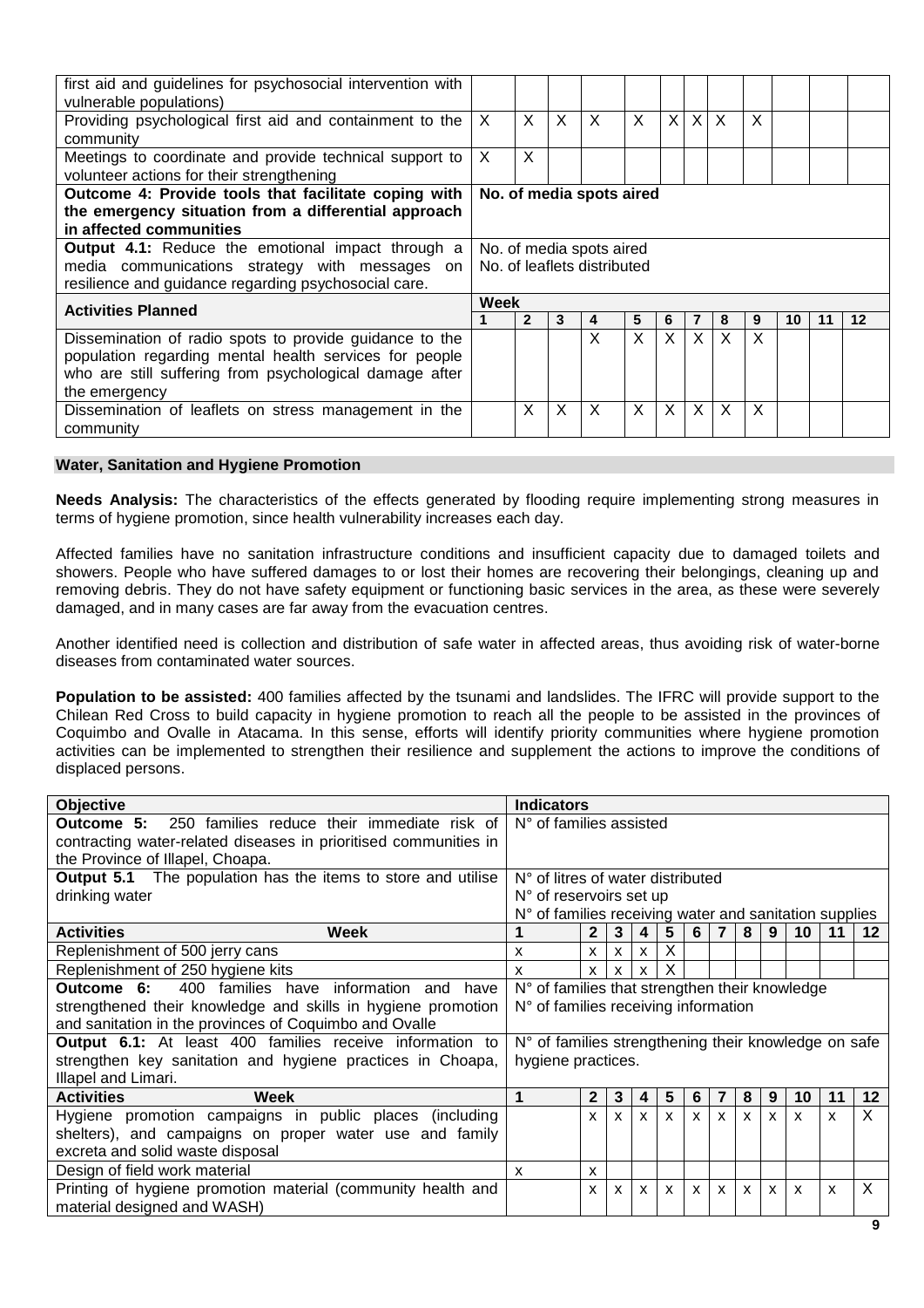| | | | | | | | | | | | | |
|---|---|---|---|---|---|---|---|---|---|---|---|---|
| first aid and guidelines for psychosocial intervention with vulnerable populations) | | | | | | | | | | | | |
| Providing psychological first aid and containment to the community | X | X | X | X | X | X | X | X | X | | | |
| Meetings to coordinate and provide technical support to volunteer actions for their strengthening | X | X | | | | | | | | | | |
| **Outcome 4: Provide tools that facilitate coping with the emergency situation from a differential approach in affected communities** | **No. of media spots aired** | | | | | | | | | | | |
| **Output 4.1:** Reduce the emotional impact through a media communications strategy with messages on resilience and guidance regarding psychosocial care. | No. of media spots aired<br>No. of leaflets distributed | | | | | | | | | | | |
| **Activities Planned** | **Week** | | | | | | | | | | | |
| | **1** | **2** | **3** | **4** | **5** | **6** | **7** | **8** | **9** | **10** | **11** | **12** |
| Dissemination of radio spots to provide guidance to the population regarding mental health services for people who are still suffering from psychological damage after the emergency | | | | X | X | X | X | X | X | | | |
| Dissemination of leaflets on stress management in the community | | X | X | X | X | X | X | X | X | | | |

## Water, Sanitation and Hygiene Promotion

**Needs Analysis:** The characteristics of the effects generated by flooding require implementing strong measures in terms of hygiene promotion, since health vulnerability increases each day.

Affected families have no sanitation infrastructure conditions and insufficient capacity due to damaged toilets and showers. People who have suffered damages to or lost their homes are recovering their belongings, cleaning up and removing debris. They do not have safety equipment or functioning basic services in the area, as these were severely damaged, and in many cases are far away from the evacuation centres.

Another identified need is collection and distribution of safe water in affected areas, thus avoiding risk of water-borne diseases from contaminated water sources.

**Population to be assisted:** 400 families affected by the tsunami and landslides. The IFRC will provide support to the Chilean Red Cross to build capacity in hygiene promotion to reach all the people to be assisted in the provinces of Coquimbo and Ovalle in Atacama. In this sense, efforts will identify priority communities where hygiene promotion activities can be implemented to strengthen their resilience and supplement the actions to improve the conditions of displaced persons.

| **Objective** | **Indicators** | | | | | | | | | | | |
|---|---|---|---|---|---|---|---|---|---|---|---|---|
| **Outcome 5:** 250 families reduce their immediate risk of contracting water-related diseases in prioritised communities in the Province of Illapel, Choapa. | N° of families assisted | | | | | | | | | | | |
| **Output 5.1** The population has the items to store and utilise drinking water | N° of litres of water distributed<br>N° of reservoirs set up<br>N° of families receiving water and sanitation supplies | | | | | | | | | | | |
| **Activities Week** | **1** | **2** | **3** | **4** | **5** | **6** | **7** | **8** | **9** | **10** | **11** | **12** |
| Replenishment of 500 jerry cans | x | x | x | x | X | | | | | | | |
| Replenishment of 250 hygiene kits | x | x | x | x | X | | | | | | | |
| **Outcome 6:** 400 families have information and have strengthened their knowledge and skills in hygiene promotion and sanitation in the provinces of Coquimbo and Ovalle | N° of families that strengthen their knowledge<br>N° of families receiving information | | | | | | | | | | | |
| **Output 6.1:** At least 400 families receive information to strengthen key sanitation and hygiene practices in Choapa, Illapel and Limari. | N° of families strengthening their knowledge on safe hygiene practices. | | | | | | | | | | | |
| **Activities Week** | **1** | **2** | **3** | **4** | **5** | **6** | **7** | **8** | **9** | **10** | **11** | **12** |
| Hygiene promotion campaigns in public places (including shelters), and campaigns on proper water use and family excreta and solid waste disposal | | x | x | x | x | x | x | x | x | x | x | X |
| Design of field work material | x | x | | | | | | | | | | |
| Printing of hygiene promotion material (community health and material designed and WASH) | | x | x | x | x | x | x | x | x | x | x | X |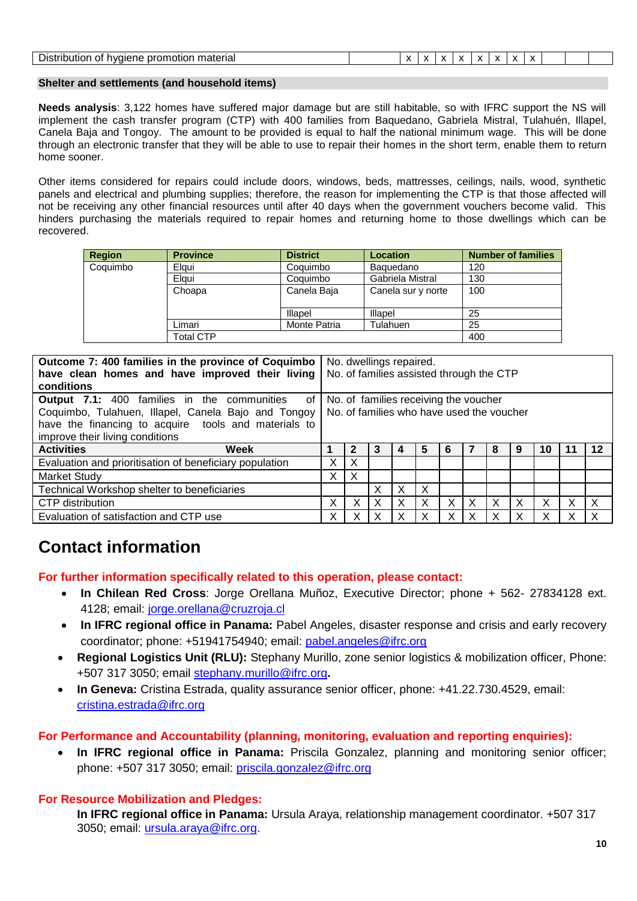| Distribution of hygiene promotion material | | x | x | x | x | x | x | x | x | | | |
|---|---|---|---|---|---|---|---|---|---|---|---|---|

**Shelter and settlements (and household items)**

**Needs analysis**: 3,122 homes have suffered major damage but are still habitable, so with IFRC support the NS will implement the cash transfer program (CTP) with 400 families from Baquedano, Gabriela Mistral, Tulahuén, Illapel, Canela Baja and Tongoy. The amount to be provided is equal to half the national minimum wage. This will be done through an electronic transfer that they will be able to use to repair their homes in the short term, enable them to return home sooner.

Other items considered for repairs could include doors, windows, beds, mattresses, ceilings, nails, wood, synthetic panels and electrical and plumbing supplies; therefore, the reason for implementing the CTP is that those affected will not be receiving any other financial resources until after 40 days when the government vouchers become valid. This hinders purchasing the materials required to repair homes and returning home to those dwellings which can be recovered.

| Region | Province | District | Location | Number of families |
|---|---|---|---|---|
| Coquimbo | Elqui | Coquimbo | Baquedano | 120 |
| | Elqui | Coquimbo | Gabriela Mistral | 130 |
| | Choapa | Canela Baja | Canela sur y norte | 100 |
| | | Illapel | Illapel | 25 |
| | Limari | Monte Patria | Tulahuen | 25 |
| | Total CTP | | | 400 |

| **Outcome 7: 400 families in the province of Coquimbo have clean homes and have improved their living conditions** | No. dwellings repaired. No. of families assisted through the CTP | | | | | | | | | | | |
|---|---|---|---|---|---|---|---|---|---|---|---|---|
| **Output 7.1:** 400 families in the communities of Coquimbo, Tulahuen, Illapel, Canela Bajo and Tongoy have the financing to acquire tools and materials to improve their living conditions | No. of families receiving the voucher No. of families who have used the voucher | | | | | | | | | | | |
| **Activities** **Week** | **1** | **2** | **3** | **4** | **5** | **6** | **7** | **8** | **9** | **10** | **11** | **12** |
| Evaluation and prioritisation of beneficiary population | X | X | | | | | | | | | | |
| Market Study | X | X | | | | | | | | | | |
| Technical Workshop shelter to beneficiaries | | | X | X | X | | | | | | | |
| CTP distribution | X | X | X | X | X | X | X | X | X | X | X | X |
| Evaluation of satisfaction and CTP use | X | X | X | X | X | X | X | X | X | X | X | X |

# Contact information

**For further information specifically related to this operation, please contact:**

- **In Chilean Red Cross**: Jorge Orellana Muñoz, Executive Director; phone + 562- 27834128 ext. 4128; email: jorge.orellana@cruzroja.cl
- **In IFRC regional office in Panama:** Pabel Angeles, disaster response and crisis and early recovery coordinator; phone: +51941754940; email: pabel.angeles@ifrc.org
- **Regional Logistics Unit (RLU):** Stephany Murillo, zone senior logistics & mobilization officer, Phone: +507 317 3050; email stephany.murillo@ifrc.org**.**
- **In Geneva:** Cristina Estrada, quality assurance senior officer, phone: +41.22.730.4529, email: cristina.estrada@ifrc.org

**For Performance and Accountability (planning, monitoring, evaluation and reporting enquiries):**

- **In IFRC regional office in Panama:** Priscila Gonzalez, planning and monitoring senior officer; phone: +507 317 3050; email: priscila.gonzalez@ifrc.org

**For Resource Mobilization and Pledges:**

**In IFRC regional office in Panama:** Ursula Araya, relationship management coordinator. +507 317 3050; email: ursula.araya@ifrc.org.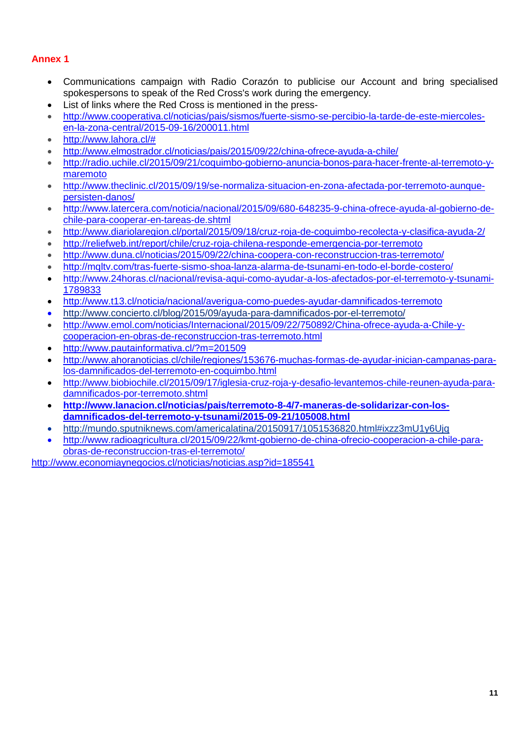## Annex 1

- Communications campaign with Radio Corazón to publicise our Account and bring specialised spokespersons to speak of the Red Cross's work during the emergency.
- List of links where the Red Cross is mentioned in the press-
- http://www.cooperativa.cl/noticias/pais/sismos/fuerte-sismo-se-percibio-la-tarde-de-este-miercoles-en-la-zona-central/2015-09-16/200011.html
- http://www.lahora.cl/#
- http://www.elmostrador.cl/noticias/pais/2015/09/22/china-ofrece-ayuda-a-chile/
- http://radio.uchile.cl/2015/09/21/coquimbo-gobierno-anuncia-bonos-para-hacer-frente-al-terremoto-y-maremoto
- http://www.theclinic.cl/2015/09/19/se-normaliza-situacion-en-zona-afectada-por-terremoto-aunque-persisten-danos/
- http://www.latercera.com/noticia/nacional/2015/09/680-648235-9-china-ofrece-ayuda-al-gobierno-de-chile-para-cooperar-en-tareas-de.shtml
- http://www.diarioregion.cl/portal/2015/09/18/cruz-roja-de-coquimbo-recolecta-y-clasifica-ayuda-2/
- http://reliefweb.int/report/chile/cruz-roja-chilena-responde-emergencia-por-terremoto
- http://www.duna.cl/noticias/2015/09/22/china-coopera-con-reconstruccion-tras-terremoto/
- http://mqltv.com/tras-fuerte-sismo-shoa-lanza-alarma-de-tsunami-en-todo-el-borde-costero/
- http://www.24horas.cl/nacional/revisa-aqui-como-ayudar-a-los-afectados-por-el-terremoto-y-tsunami-1789833
- http://www.t13.cl/noticia/nacional/averigua-como-puedes-ayudar-damnificados-terremoto
- http://www.concierto.cl/blog/2015/09/ayuda-para-damnificados-por-el-terremoto/
- http://www.emol.com/noticias/Internacional/2015/09/22/750892/China-ofrece-ayuda-a-Chile-y-cooperacion-en-obras-de-reconstruccion-tras-terremoto.html
- http://www.pautainformativa.cl/?m=201509
- http://www.ahoranoticias.cl/chile/regiones/153676-muchas-formas-de-ayudar-inician-campanas-para-los-damnificados-del-terremoto-en-coquimbo.html
- http://www.biobiochile.cl/2015/09/17/iglesia-cruz-roja-y-desafio-levantemos-chile-reunen-ayuda-para-damnificados-por-terremoto.shtml
- **http://www.lanacion.cl/noticias/pais/terremoto-8-4/7-maneras-de-solidarizar-con-los-damnificados-del-terremoto-y-tsunami/2015-09-21/105008.html**
- http://mundo.sputniknews.com/americalatina/20150917/1051536820.html#ixzz3mU1y6Ujq
- http://www.radioagricultura.cl/2015/09/22/kmt-gobierno-de-china-ofrecio-cooperacion-a-chile-para-obras-de-reconstruccion-tras-el-terremoto/

http://www.economiaynegocios.cl/noticias/noticias.asp?id=185541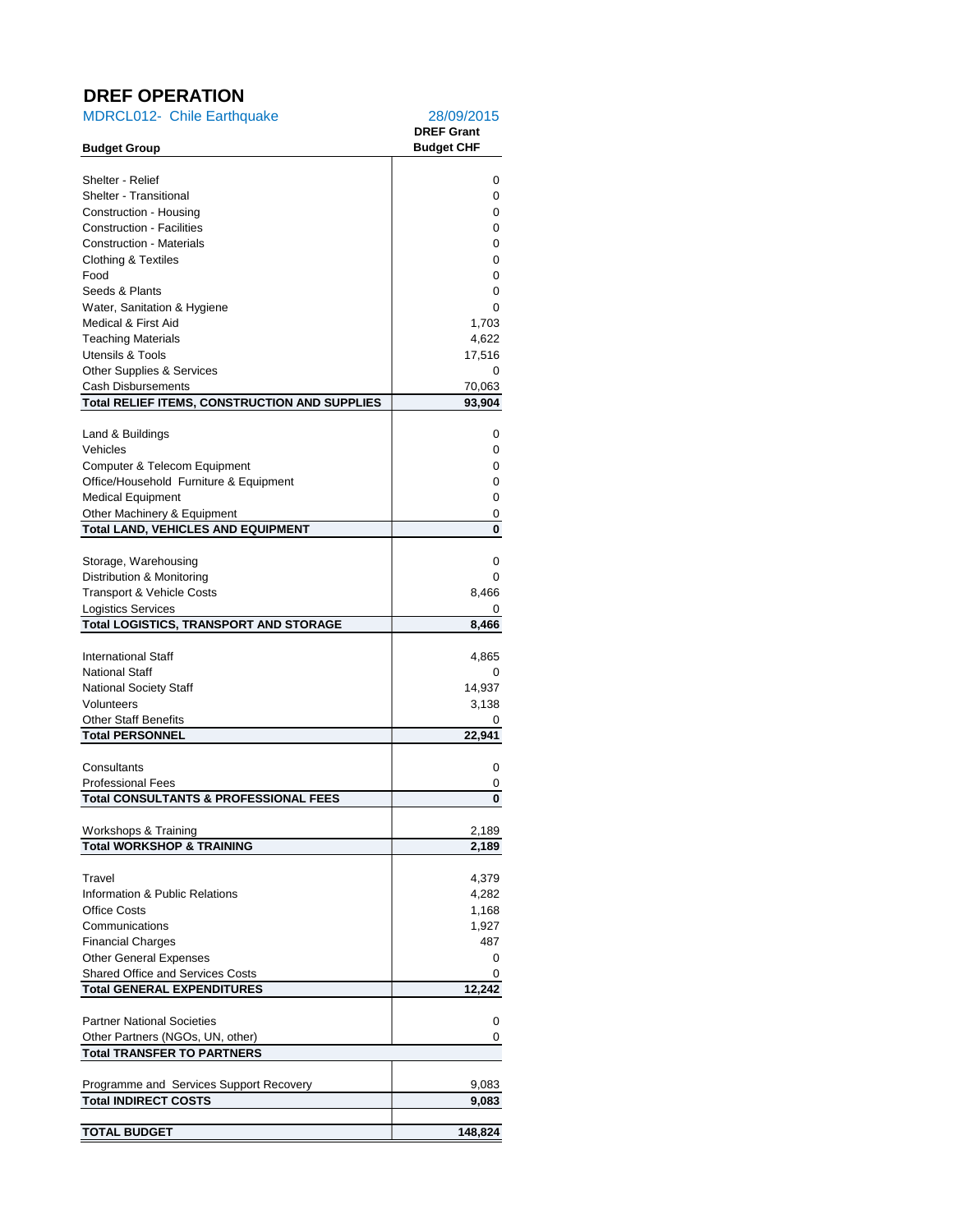# DREF OPERATION

MDRCL012- Chile Earthquake 28/09/2015

| Budget Group | DREF Grant Budget CHF |
|---|---|
| Shelter - Relief | 0 |
| Shelter - Transitional | 0 |
| Construction - Housing | 0 |
| Construction - Facilities | 0 |
| Construction - Materials | 0 |
| Clothing & Textiles | 0 |
| Food | 0 |
| Seeds & Plants | 0 |
| Water, Sanitation & Hygiene | 0 |
| Medical & First Aid | 1,703 |
| Teaching Materials | 4,622 |
| Utensils & Tools | 17,516 |
| Other Supplies & Services | 0 |
| Cash Disbursements | 70,063 |
| **Total RELIEF ITEMS, CONSTRUCTION AND SUPPLIES** | **93,904** |
| Land & Buildings | 0 |
| Vehicles | 0 |
| Computer & Telecom Equipment | 0 |
| Office/Household Furniture & Equipment | 0 |
| Medical Equipment | 0 |
| Other Machinery & Equipment | 0 |
| **Total LAND, VEHICLES AND EQUIPMENT** | **0** |
| Storage, Warehousing | 0 |
| Distribution & Monitoring | 0 |
| Transport & Vehicle Costs | 8,466 |
| Logistics Services | 0 |
| **Total LOGISTICS, TRANSPORT AND STORAGE** | **8,466** |
| International Staff | 4,865 |
| National Staff | 0 |
| National Society Staff | 14,937 |
| Volunteers | 3,138 |
| Other Staff Benefits | 0 |
| **Total PERSONNEL** | **22,941** |
| Consultants | 0 |
| Professional Fees | 0 |
| **Total CONSULTANTS & PROFESSIONAL FEES** | **0** |
| Workshops & Training | 2,189 |
| **Total WORKSHOP & TRAINING** | **2,189** |
| Travel | 4,379 |
| Information & Public Relations | 4,282 |
| Office Costs | 1,168 |
| Communications | 1,927 |
| Financial Charges | 487 |
| Other General Expenses | 0 |
| Shared Office and Services Costs | 0 |
| **Total GENERAL EXPENDITURES** | **12,242** |
| Partner National Societies | 0 |
| Other Partners (NGOs, UN, other) | 0 |
| **Total TRANSFER TO PARTNERS** | |
| Programme and Services Support Recovery | 9,083 |
| **Total INDIRECT COSTS** | **9,083** |
| **TOTAL BUDGET** | **148,824** |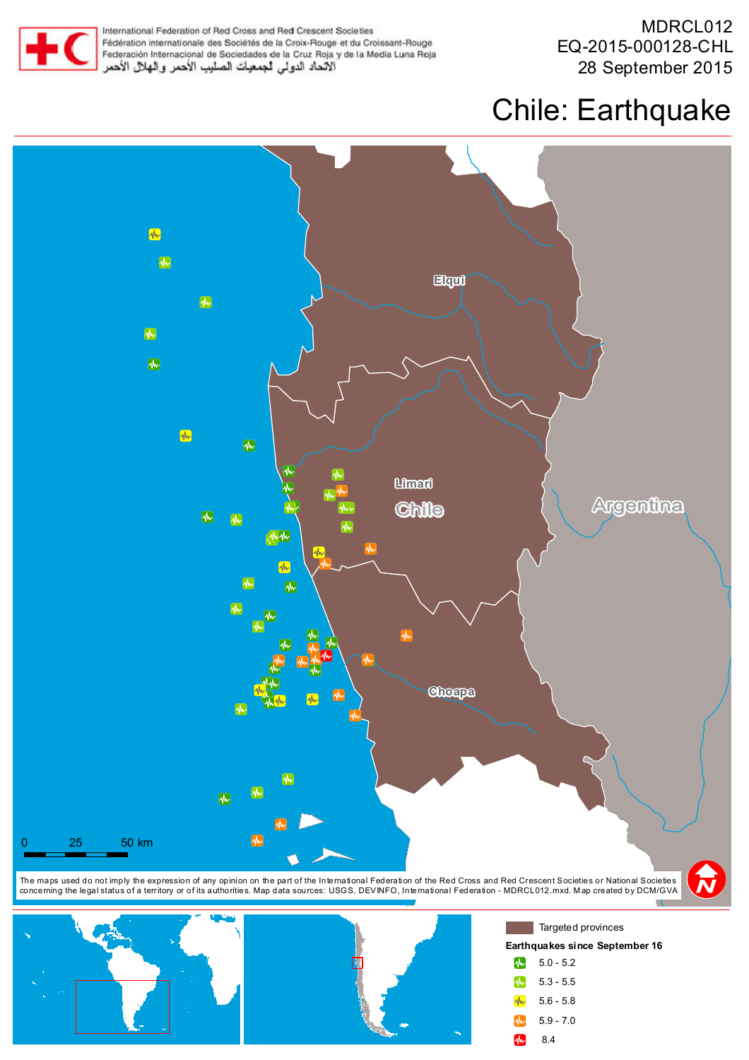International Federation of Red Cross and Red Crescent Societies
Fédération internationale des Sociétés de la Croix-Rouge et du Croissant-Rouge
Federación Internacional de Sociedades de la Cruz Roja y de la Media Luna Roja
الاتحاد الدولي لجمعيات الصليب الأحمر والهلال الأحمر

MDRCL012
EQ-2015-000128-CHL
28 September 2015

# Chile: Earthquake

Elqui

Limari

Chile

Argentina

Choapa

0 25 50 km

The maps used do not imply the expression of any opinion on the part of the International Federation of the Red Cross and Red Crescent Societies or National Societies concerning the legal status of a territory or of its authorities. Map data sources: USGS, DEVINFO, International Federation - MDRCL012.mxd. Map created by DCM/GVA

Targeted provinces

**Earthquakes since September 16**

- 5.0 - 5.2
- 5.3 - 5.5
- 5.6 - 5.8
- 5.9 - 7.0
- 8.4